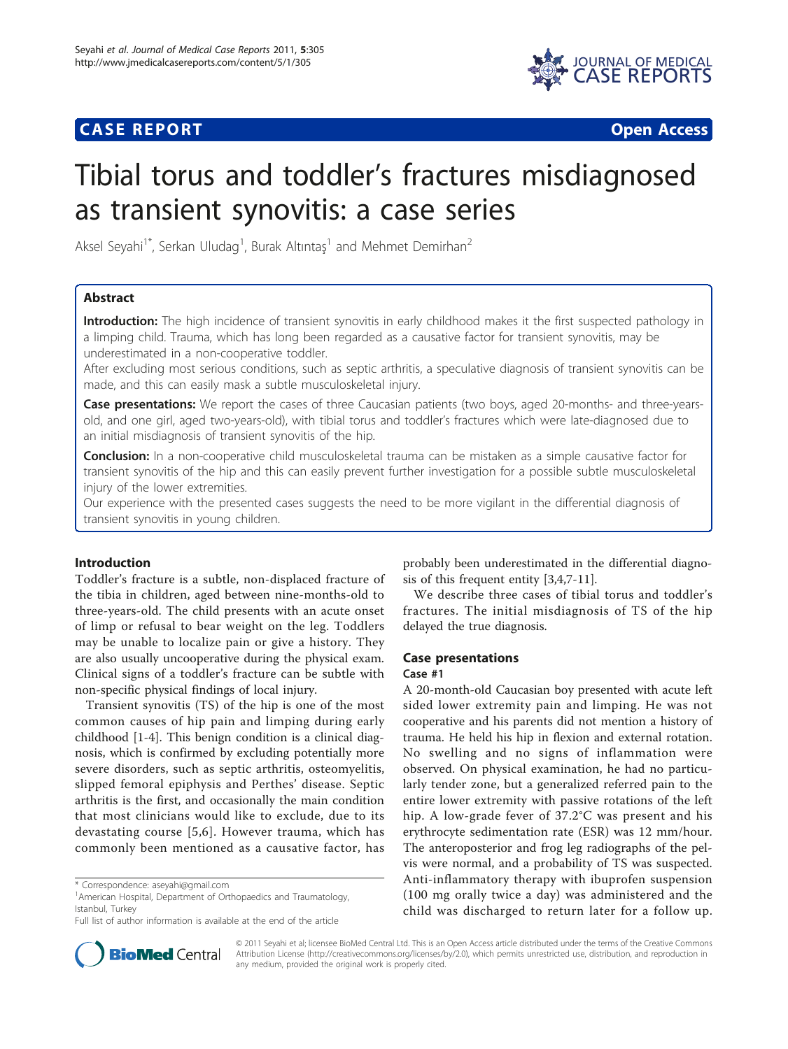**CASE REPORT** **Open Access**

# Tibial torus and toddler's fractures misdiagnosed as transient synovitis: a case series

Aksel Seyahi[1*], Serkan Uludag[1], Burak Altıntaş[1] and Mehmet Demirhan[2]

## Abstract

**Introduction:** The high incidence of transient synovitis in early childhood makes it the first suspected pathology in a limping child. Trauma, which has long been regarded as a causative factor for transient synovitis, may be underestimated in a non-cooperative toddler.

After excluding most serious conditions, such as septic arthritis, a speculative diagnosis of transient synovitis can be made, and this can easily mask a subtle musculoskeletal injury.

**Case presentations:** We report the cases of three Caucasian patients (two boys, aged 20-months- and three-years-old, and one girl, aged two-years-old), with tibial torus and toddler's fractures which were late-diagnosed due to an initial misdiagnosis of transient synovitis of the hip.

**Conclusion:** In a non-cooperative child musculoskeletal trauma can be mistaken as a simple causative factor for transient synovitis of the hip and this can easily prevent further investigation for a possible subtle musculoskeletal injury of the lower extremities.

Our experience with the presented cases suggests the need to be more vigilant in the differential diagnosis of transient synovitis in young children.

## Introduction

Toddler's fracture is a subtle, non-displaced fracture of the tibia in children, aged between nine-months-old to three-years-old. The child presents with an acute onset of limp or refusal to bear weight on the leg. Toddlers may be unable to localize pain or give a history. They are also usually uncooperative during the physical exam. Clinical signs of a toddler's fracture can be subtle with non-specific physical findings of local injury.

Transient synovitis (TS) of the hip is one of the most common causes of hip pain and limping during early childhood [1-4]. This benign condition is a clinical diagnosis, which is confirmed by excluding potentially more severe disorders, such as septic arthritis, osteomyelitis, slipped femoral epiphysis and Perthes' disease. Septic arthritis is the first, and occasionally the main condition that most clinicians would like to exclude, due to its devastating course [5,6]. However trauma, which has commonly been mentioned as a causative factor, has probably been underestimated in the differential diagnosis of this frequent entity [3,4,7-11].

We describe three cases of tibial torus and toddler's fractures. The initial misdiagnosis of TS of the hip delayed the true diagnosis.

## Case presentations

### Case #1

A 20-month-old Caucasian boy presented with acute left sided lower extremity pain and limping. He was not cooperative and his parents did not mention a history of trauma. He held his hip in flexion and external rotation. No swelling and no signs of inflammation were observed. On physical examination, he had no particularly tender zone, but a generalized referred pain to the entire lower extremity with passive rotations of the left hip. A low-grade fever of 37.2°C was present and his erythrocyte sedimentation rate (ESR) was 12 mm/hour. The anteroposterior and frog leg radiographs of the pelvis were normal, and a probability of TS was suspected. Anti-inflammatory therapy with ibuprofen suspension (100 mg orally twice a day) was administered and the child was discharged to return later for a follow up.

* Correspondence: aseyahi@gmail.com
[1]American Hospital, Department of Orthopaedics and Traumatology, Istanbul, Turkey
Full list of author information is available at the end of the article

© 2011 Seyahi et al; licensee BioMed Central Ltd. This is an Open Access article distributed under the terms of the Creative Commons Attribution License (http://creativecommons.org/licenses/by/2.0), which permits unrestricted use, distribution, and reproduction in any medium, provided the original work is properly cited.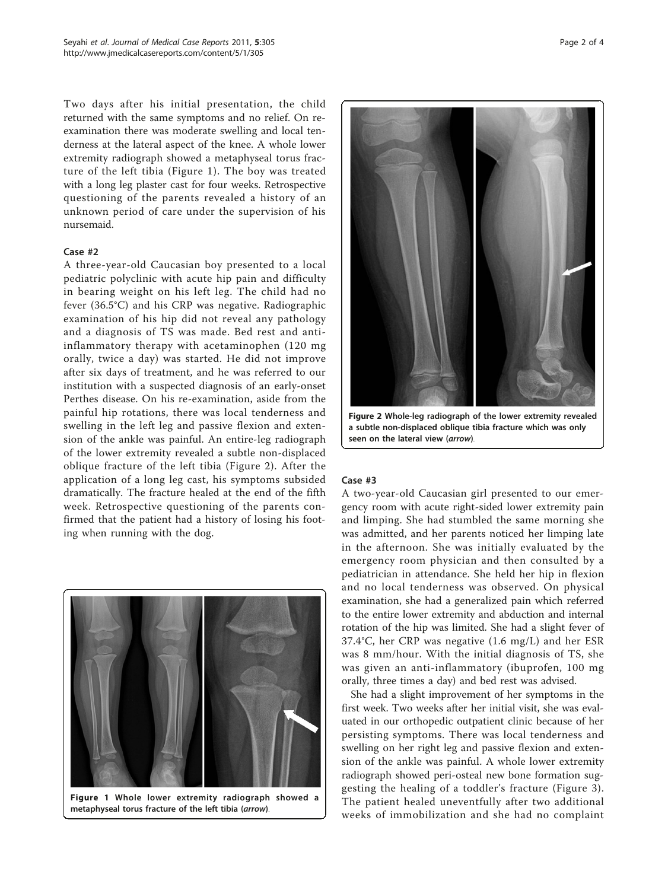Two days after his initial presentation, the child returned with the same symptoms and no relief. On re-examination there was moderate swelling and local tenderness at the lateral aspect of the knee. A whole lower extremity radiograph showed a metaphyseal torus fracture of the left tibia (Figure 1). The boy was treated with a long leg plaster cast for four weeks. Retrospective questioning of the parents revealed a history of an unknown period of care under the supervision of his nursemaid.

### Case #2

A three-year-old Caucasian boy presented to a local pediatric polyclinic with acute hip pain and difficulty in bearing weight on his left leg. The child had no fever (36.5°C) and his CRP was negative. Radiographic examination of his hip did not reveal any pathology and a diagnosis of TS was made. Bed rest and anti-inflammatory therapy with acetaminophen (120 mg orally, twice a day) was started. He did not improve after six days of treatment, and he was referred to our institution with a suspected diagnosis of an early-onset Perthes disease. On his re-examination, aside from the painful hip rotations, there was local tenderness and swelling in the left leg and passive flexion and extension of the ankle was painful. An entire-leg radiograph of the lower extremity revealed a subtle non-displaced oblique fracture of the left tibia (Figure 2). After the application of a long leg cast, his symptoms subsided dramatically. The fracture healed at the end of the fifth week. Retrospective questioning of the parents confirmed that the patient had a history of losing his footing when running with the dog.

**Figure 1 Whole lower extremity radiograph showed a metaphyseal torus fracture of the left tibia (*arrow*).**

**Figure 2 Whole-leg radiograph of the lower extremity revealed a subtle non-displaced oblique tibia fracture which was only seen on the lateral view (*arrow*).**

### Case #3

A two-year-old Caucasian girl presented to our emergency room with acute right-sided lower extremity pain and limping. She had stumbled the same morning she was admitted, and her parents noticed her limping late in the afternoon. She was initially evaluated by the emergency room physician and then consulted by a pediatrician in attendance. She held her hip in flexion and no local tenderness was observed. On physical examination, she had a generalized pain which referred to the entire lower extremity and abduction and internal rotation of the hip was limited. She had a slight fever of 37.4°C, her CRP was negative (1.6 mg/L) and her ESR was 8 mm/hour. With the initial diagnosis of TS, she was given an anti-inflammatory (ibuprofen, 100 mg orally, three times a day) and bed rest was advised.

She had a slight improvement of her symptoms in the first week. Two weeks after her initial visit, she was evaluated in our orthopedic outpatient clinic because of her persisting symptoms. There was local tenderness and swelling on her right leg and passive flexion and extension of the ankle was painful. A whole lower extremity radiograph showed peri-osteal new bone formation suggesting the healing of a toddler's fracture (Figure 3). The patient healed uneventfully after two additional weeks of immobilization and she had no complaint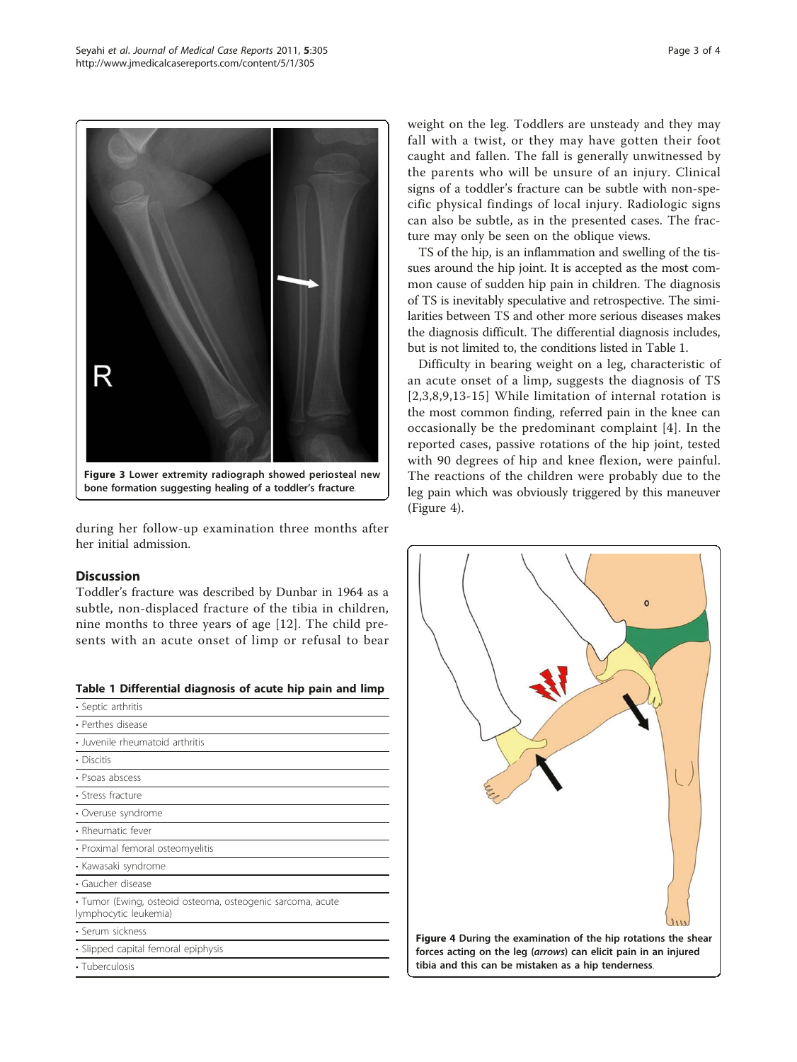Figure 3 Lower extremity radiograph showed periosteal new bone formation suggesting healing of a toddler's fracture.

during her follow-up examination three months after her initial admission.

## Discussion

Toddler's fracture was described by Dunbar in 1964 as a subtle, non-displaced fracture of the tibia in children, nine months to three years of age [12]. The child presents with an acute onset of limp or refusal to bear weight on the leg. Toddlers are unsteady and they may fall with a twist, or they may have gotten their foot caught and fallen. The fall is generally unwitnessed by the parents who will be unsure of an injury. Clinical signs of a toddler's fracture can be subtle with non-specific physical findings of local injury. Radiologic signs can also be subtle, as in the presented cases. The fracture may only be seen on the oblique views.

TS of the hip, is an inflammation and swelling of the tissues around the hip joint. It is accepted as the most common cause of sudden hip pain in children. The diagnosis of TS is inevitably speculative and retrospective. The similarities between TS and other more serious diseases makes the diagnosis difficult. The differential diagnosis includes, but is not limited to, the conditions listed in Table 1.

Difficulty in bearing weight on a leg, characteristic of an acute onset of a limp, suggests the diagnosis of TS [2,3,8,9,13-15] While limitation of internal rotation is the most common finding, referred pain in the knee can occasionally be the predominant complaint [4]. In the reported cases, passive rotations of the hip joint, tested with 90 degrees of hip and knee flexion, were painful. The reactions of the children were probably due to the leg pain which was obviously triggered by this maneuver (Figure 4).

**Table 1 Differential diagnosis of acute hip pain and limp**

| Differential diagnosis |
|---|
| • Septic arthritis |
| • Perthes disease |
| • Juvenile rheumatoid arthritis |
| • Discitis |
| • Psoas abscess |
| • Stress fracture |
| • Overuse syndrome |
| • Rheumatic fever |
| • Proximal femoral osteomyelitis |
| • Kawasaki syndrome |
| • Gaucher disease |
| • Tumor (Ewing, osteoid osteoma, osteogenic sarcoma, acute lymphocytic leukemia) |
| • Serum sickness |
| • Slipped capital femoral epiphysis |
| • Tuberculosis |

Figure 4 During the examination of the hip rotations the shear forces acting on the leg (*arrows*) can elicit pain in an injured tibia and this can be mistaken as a hip tenderness.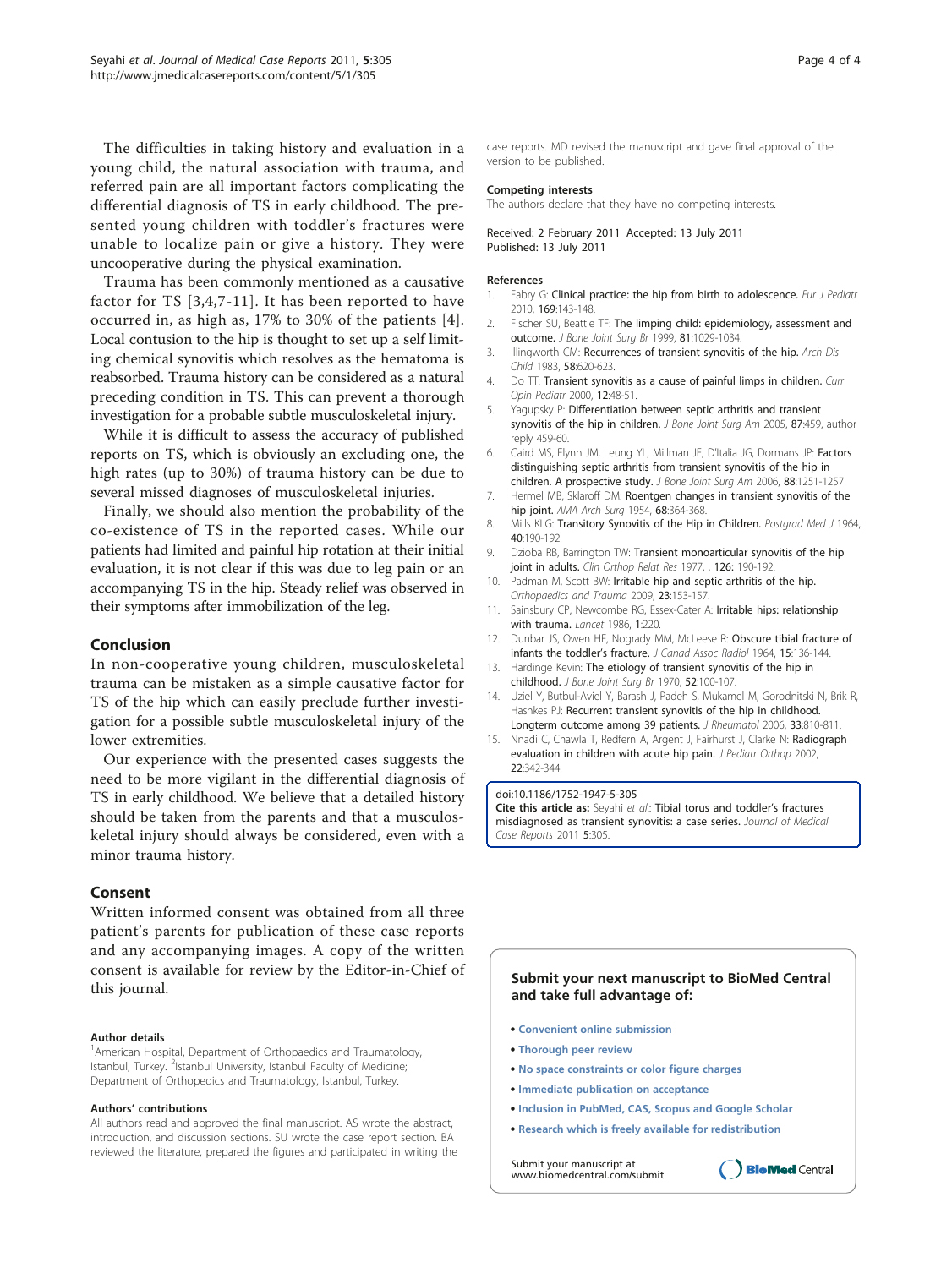The difficulties in taking history and evaluation in a young child, the natural association with trauma, and referred pain are all important factors complicating the differential diagnosis of TS in early childhood. The presented young children with toddler's fractures were unable to localize pain or give a history. They were uncooperative during the physical examination.

Trauma has been commonly mentioned as a causative factor for TS [3,4,7-11]. It has been reported to have occurred in, as high as, 17% to 30% of the patients [4]. Local contusion to the hip is thought to set up a self limiting chemical synovitis which resolves as the hematoma is reabsorbed. Trauma history can be considered as a natural preceding condition in TS. This can prevent a thorough investigation for a probable subtle musculoskeletal injury.

While it is difficult to assess the accuracy of published reports on TS, which is obviously an excluding one, the high rates (up to 30%) of trauma history can be due to several missed diagnoses of musculoskeletal injuries.

Finally, we should also mention the probability of the co-existence of TS in the reported cases. While our patients had limited and painful hip rotation at their initial evaluation, it is not clear if this was due to leg pain or an accompanying TS in the hip. Steady relief was observed in their symptoms after immobilization of the leg.

## Conclusion

In non-cooperative young children, musculoskeletal trauma can be mistaken as a simple causative factor for TS of the hip which can easily preclude further investigation for a possible subtle musculoskeletal injury of the lower extremities.

Our experience with the presented cases suggests the need to be more vigilant in the differential diagnosis of TS in early childhood. We believe that a detailed history should be taken from the parents and that a musculoskeletal injury should always be considered, even with a minor trauma history.

## Consent

Written informed consent was obtained from all three patient's parents for publication of these case reports and any accompanying images. A copy of the written consent is available for review by the Editor-in-Chief of this journal.

#### Author details

[1]American Hospital, Department of Orthopaedics and Traumatology, Istanbul, Turkey. [2]Istanbul University, Istanbul Faculty of Medicine; Department of Orthopedics and Traumatology, Istanbul, Turkey.

#### Authors' contributions

All authors read and approved the final manuscript. AS wrote the abstract, introduction, and discussion sections. SU wrote the case report section. BA reviewed the literature, prepared the figures and participated in writing the case reports. MD revised the manuscript and gave final approval of the version to be published.

#### Competing interests

The authors declare that they have no competing interests.

Received: 2 February 2011 Accepted: 13 July 2011
Published: 13 July 2011

#### References

1. Fabry G: **Clinical practice: the hip from birth to adolescence.** *Eur J Pediatr* 2010, **169**:143-148.
2. Fischer SU, Beattie TF: **The limping child: epidemiology, assessment and outcome.** *J Bone Joint Surg Br* 1999, **81**:1029-1034.
3. Illingworth CM: **Recurrences of transient synovitis of the hip.** *Arch Dis Child* 1983, **58**:620-623.
4. Do TT: **Transient synovitis as a cause of painful limps in children.** *Curr Opin Pediatr* 2000, **12**:48-51.
5. Yagupsky P: **Differentiation between septic arthritis and transient synovitis of the hip in children.** *J Bone Joint Surg Am* 2005, **87**:459, author reply 459-60.
6. Caird MS, Flynn JM, Leung YL, Millman JE, D'Italia JG, Dormans JP: **Factors distinguishing septic arthritis from transient synovitis of the hip in children. A prospective study.** *J Bone Joint Surg Am* 2006, **88**:1251-1257.
7. Hermel MB, Sklaroff DM: **Roentgen changes in transient synovitis of the hip joint.** *AMA Arch Surg* 1954, **68**:364-368.
8. Mills KLG: **Transitory Synovitis of the Hip in Children.** *Postgrad Med J* 1964, **40**:190-192.
9. Dzioba RB, Barrington TW: **Transient monoarticular synovitis of the hip joint in adults.** *Clin Orthop Relat Res* 1977, , **126**: 190-192.
10. Padman M, Scott BW: **Irritable hip and septic arthritis of the hip.** *Orthopaedics and Trauma* 2009, **23**:153-157.
11. Sainsbury CP, Newcombe RG, Essex-Cater A: **Irritable hips: relationship with trauma.** *Lancet* 1986, **1**:220.
12. Dunbar JS, Owen HF, Nogrady MM, McLeese R: **Obscure tibial fracture of infants the toddler's fracture.** *J Canad Assoc Radiol* 1964, **15**:136-144.
13. Hardinge Kevin: **The etiology of transient synovitis of the hip in childhood.** *J Bone Joint Surg Br* 1970, **52**:100-107.
14. Uziel Y, Butbul-Aviel Y, Barash J, Padeh S, Mukamel M, Gorodnitski N, Brik R, Hashkes PJ: **Recurrent transient synovitis of the hip in childhood. Longterm outcome among 39 patients.** *J Rheumatol* 2006, **33**:810-811.
15. Nnadi C, Chawla T, Redfern A, Argent J, Fairhurst J, Clarke N: **Radiograph evaluation in children with acute hip pain.** *J Pediatr Orthop* 2002, **22**:342-344.

doi:10.1186/1752-1947-5-305

**Cite this article as:** Seyahi *et al.*: Tibial torus and toddler's fractures misdiagnosed as transient synovitis: a case series. *Journal of Medical Case Reports* 2011 **5**:305.